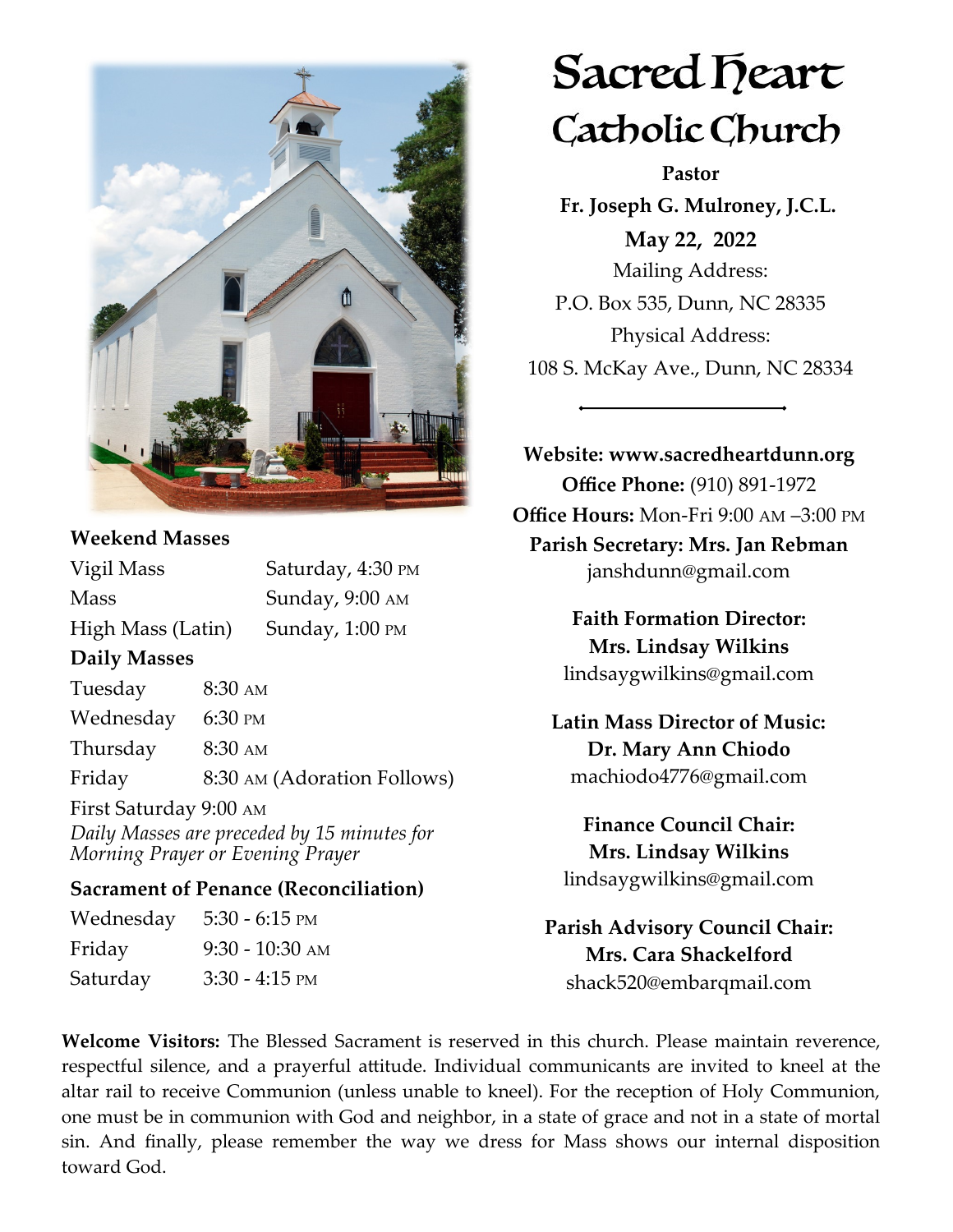# Sacred Heart Catholic Church

**Pastor**

**Fr. Joseph G. Mulroney, J.C.L.**

**May 22, 2022**

Mailing Address:
P.O. Box 535, Dunn, NC 28335

Physical Address:
108 S. McKay Ave., Dunn, NC 28334

**Website: www.sacredheartdunn.org**

**Office Phone:** (910) 891-1972

**Office Hours:** Mon-Fri 9:00 AM –3:00 PM

**Parish Secretary: Mrs. Jan Rebman**
janshdunn@gmail.com

**Faith Formation Director:**
**Mrs. Lindsay Wilkins**
lindsaygwilkins@gmail.com

**Latin Mass Director of Music:**
**Dr. Mary Ann Chiodo**
machiodo4776@gmail.com

**Finance Council Chair:**
**Mrs. Lindsay Wilkins**
lindsaygwilkins@gmail.com

**Parish Advisory Council Chair:**
**Mrs. Cara Shackelford**
shack520@embarqmail.com

**Weekend Masses**

| | |
|---|---|
| Vigil Mass | Saturday, 4:30 PM |
| Mass | Sunday, 9:00 AM |
| High Mass (Latin) | Sunday, 1:00 PM |

**Daily Masses**

| | |
|---|---|
| Tuesday | 8:30 AM |
| Wednesday | 6:30 PM |
| Thursday | 8:30 AM |
| Friday | 8:30 AM (Adoration Follows) |

First Saturday 9:00 AM

*Daily Masses are preceded by 15 minutes for Morning Prayer or Evening Prayer*

**Sacrament of Penance (Reconciliation)**

| | |
|---|---|
| Wednesday | 5:30 - 6:15 PM |
| Friday | 9:30 - 10:30 AM |
| Saturday | 3:30 - 4:15 PM |

**Welcome Visitors:** The Blessed Sacrament is reserved in this church. Please maintain reverence, respectful silence, and a prayerful attitude. Individual communicants are invited to kneel at the altar rail to receive Communion (unless unable to kneel). For the reception of Holy Communion, one must be in communion with God and neighbor, in a state of grace and not in a state of mortal sin. And finally, please remember the way we dress for Mass shows our internal disposition toward God.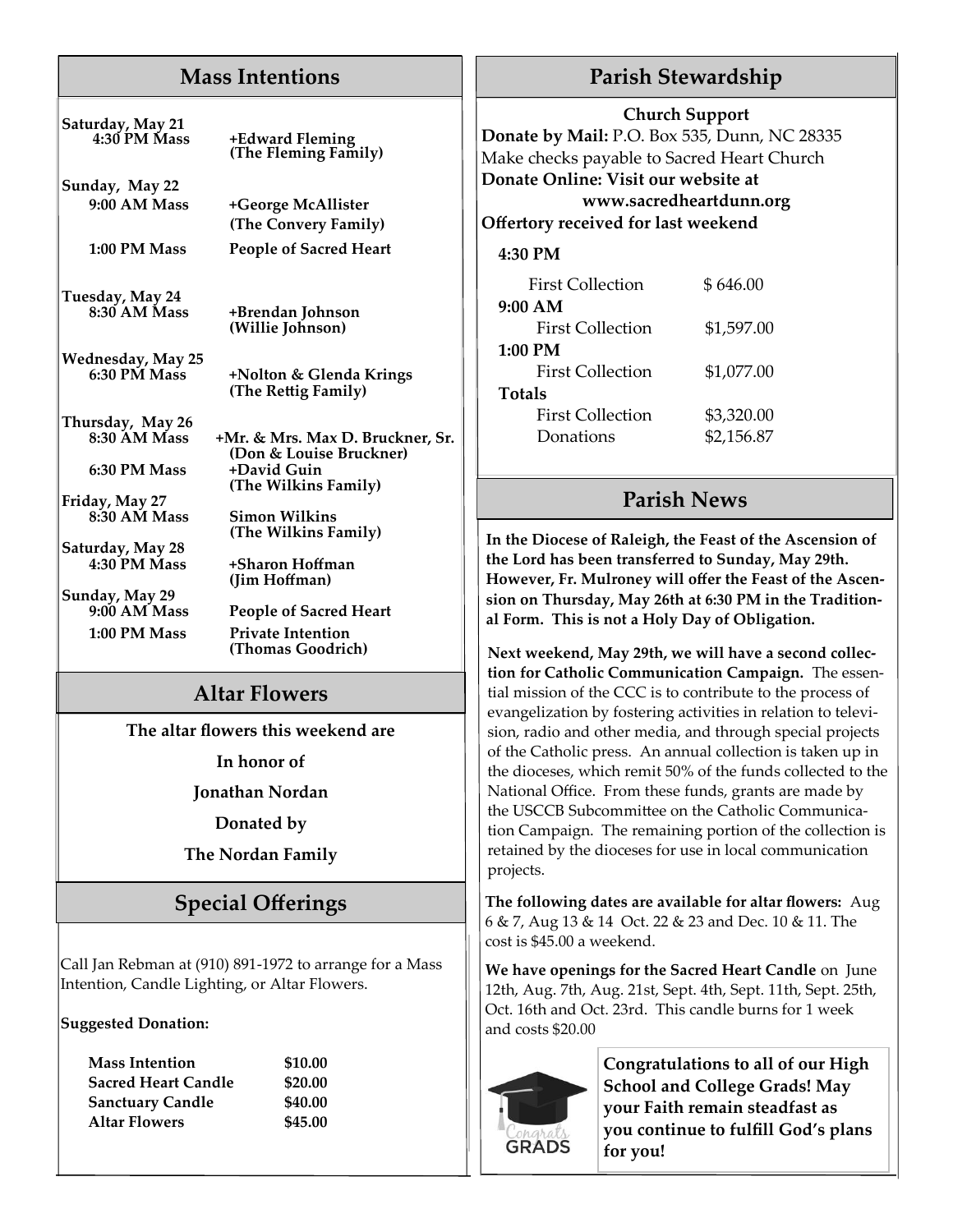## Mass Intentions

**Saturday, May 21**
**4:30 PM Mass** — **+Edward Fleming (The Fleming Family)**

**Sunday, May 22**
**9:00 AM Mass** — **+George McAllister (The Convery Family)**
**1:00 PM Mass** — **People of Sacred Heart**

**Tuesday, May 24**
**8:30 AM Mass** — **+Brendan Johnson (Willie Johnson)**

**Wednesday, May 25**
**6:30 PM Mass** — **+Nolton & Glenda Krings (The Rettig Family)**

**Thursday, May 26**
**8:30 AM Mass** — **+Mr. & Mrs. Max D. Bruckner, Sr. (Don & Louise Bruckner)**
**6:30 PM Mass** — **+David Guin (The Wilkins Family)**

**Friday, May 27**
**8:30 AM Mass** — **Simon Wilkins (The Wilkins Family)**

**Saturday, May 28**
**4:30 PM Mass** — **+Sharon Hoffman (Jim Hoffman)**

**Sunday, May 29**
**9:00 AM Mass** — **People of Sacred Heart**
**1:00 PM Mass** — **Private Intention (Thomas Goodrich)**

## Altar Flowers

**The altar flowers this weekend are**

**In honor of**

**Jonathan Nordan**

**Donated by**

**The Nordan Family**

## Special Offerings

Call Jan Rebman at (910) 891-1972 to arrange for a Mass Intention, Candle Lighting, or Altar Flowers.

**Suggested Donation:**

| | |
|---|---|
| **Mass Intention** | **$10.00** |
| **Sacred Heart Candle** | **$20.00** |
| **Sanctuary Candle** | **$40.00** |
| **Altar Flowers** | **$45.00** |

## Parish Stewardship

**Church Support**

**Donate by Mail:** P.O. Box 535, Dunn, NC 28335
Make checks payable to Sacred Heart Church
**Donate Online: Visit our website at www.sacredheartdunn.org**
**Offertory received for last weekend**

| | |
|---|---|
| **4:30 PM** | |
| First Collection | $ 646.00 |
| **9:00 AM** | |
| First Collection | $1,597.00 |
| **1:00 PM** | |
| First Collection | $1,077.00 |
| **Totals** | |
| First Collection | $3,320.00 |
| Donations | $2,156.87 |

## Parish News

**In the Diocese of Raleigh, the Feast of the Ascension of the Lord has been transferred to Sunday, May 29th. However, Fr. Mulroney will offer the Feast of the Ascension on Thursday, May 26th at 6:30 PM in the Traditional Form. This is not a Holy Day of Obligation.**

**Next weekend, May 29th, we will have a second collection for Catholic Communication Campaign.** The essential mission of the CCC is to contribute to the process of evangelization by fostering activities in relation to television, radio and other media, and through special projects of the Catholic press. An annual collection is taken up in the dioceses, which remit 50% of the funds collected to the National Office. From these funds, grants are made by the USCCB Subcommittee on the Catholic Communication Campaign. The remaining portion of the collection is retained by the dioceses for use in local communication projects.

**The following dates are available for altar flowers:** Aug 6 & 7, Aug 13 & 14 Oct. 22 & 23 and Dec. 10 & 11. The cost is $45.00 a weekend.

**We have openings for the Sacred Heart Candle** on June 12th, Aug. 7th, Aug. 21st, Sept. 4th, Sept. 11th, Sept. 25th, Oct. 16th and Oct. 23rd. This candle burns for 1 week and costs $20.00

**Congratulations to all of our High School and College Grads! May your Faith remain steadfast as you continue to fulfill God's plans for you!**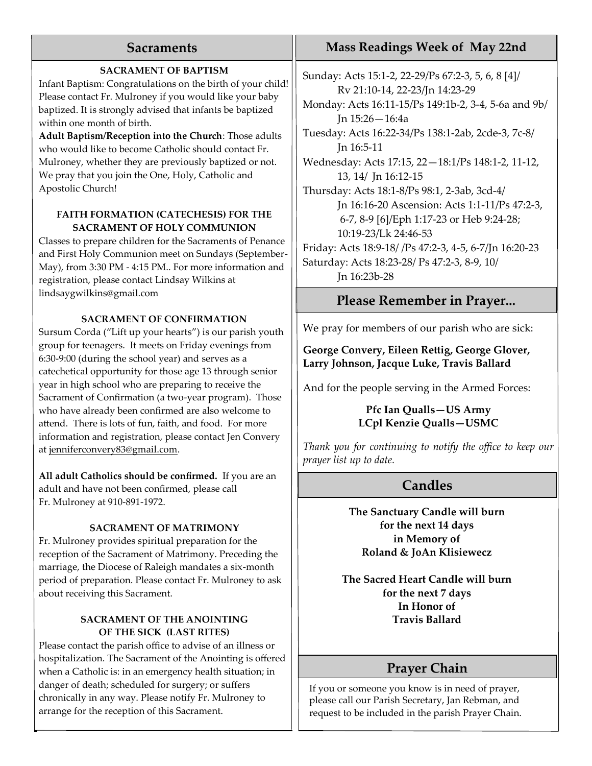## Sacraments

### SACRAMENT OF BAPTISM

Infant Baptism: Congratulations on the birth of your child! Please contact Fr. Mulroney if you would like your baby baptized. It is strongly advised that infants be baptized within one month of birth.

**Adult Baptism/Reception into the Church**: Those adults who would like to become Catholic should contact Fr. Mulroney, whether they are previously baptized or not. We pray that you join the One, Holy, Catholic and Apostolic Church!

### FAITH FORMATION (CATECHESIS) FOR THE SACRAMENT OF HOLY COMMUNION

Classes to prepare children for the Sacraments of Penance and First Holy Communion meet on Sundays (September-May), from 3:30 PM - 4:15 PM.. For more information and registration, please contact Lindsay Wilkins at lindsaygwilkins@gmail.com

### SACRAMENT OF CONFIRMATION

Sursum Corda ("Lift up your hearts") is our parish youth group for teenagers. It meets on Friday evenings from 6:30-9:00 (during the school year) and serves as a catechetical opportunity for those age 13 through senior year in high school who are preparing to receive the Sacrament of Confirmation (a two-year program). Those who have already been confirmed are also welcome to attend. There is lots of fun, faith, and food. For more information and registration, please contact Jen Convery at jenniferconvery83@gmail.com.

**All adult Catholics should be confirmed.** If you are an adult and have not been confirmed, please call Fr. Mulroney at 910-891-1972.

### SACRAMENT OF MATRIMONY

Fr. Mulroney provides spiritual preparation for the reception of the Sacrament of Matrimony. Preceding the marriage, the Diocese of Raleigh mandates a six-month period of preparation. Please contact Fr. Mulroney to ask about receiving this Sacrament.

### SACRAMENT OF THE ANOINTING OF THE SICK (LAST RITES)

Please contact the parish office to advise of an illness or hospitalization. The Sacrament of the Anointing is offered when a Catholic is: in an emergency health situation; in danger of death; scheduled for surgery; or suffers chronically in any way. Please notify Fr. Mulroney to arrange for the reception of this Sacrament.

## Mass Readings Week of May 22nd

Sunday: Acts 15:1-2, 22-29/Ps 67:2-3, 5, 6, 8 [4]/ Rv 21:10-14, 22-23/Jn 14:23-29

Monday: Acts 16:11-15/Ps 149:1b-2, 3-4, 5-6a and 9b/ Jn 15:26—16:4a

Tuesday: Acts 16:22-34/Ps 138:1-2ab, 2cde-3, 7c-8/ Jn 16:5-11

Wednesday: Acts 17:15, 22—18:1/Ps 148:1-2, 11-12, 13, 14/ Jn 16:12-15

Thursday: Acts 18:1-8/Ps 98:1, 2-3ab, 3cd-4/ Jn 16:16-20 Ascension: Acts 1:1-11/Ps 47:2-3, 6-7, 8-9 [6]/Eph 1:17-23 or Heb 9:24-28; 10:19-23/Lk 24:46-53

Friday: Acts 18:9-18/ /Ps 47:2-3, 4-5, 6-7/Jn 16:20-23

Saturday: Acts 18:23-28/ Ps 47:2-3, 8-9, 10/ Jn 16:23b-28

## Please Remember in Prayer...

We pray for members of our parish who are sick:

**George Convery, Eileen Rettig, George Glover, Larry Johnson, Jacque Luke, Travis Ballard**

And for the people serving in the Armed Forces:

**Pfc Ian Qualls—US Army**
**LCpl Kenzie Qualls—USMC**

*Thank you for continuing to notify the office to keep our prayer list up to date.*

## Candles

**The Sanctuary Candle will burn for the next 14 days in Memory of Roland & JoAn Klisiewecz**

**The Sacred Heart Candle will burn for the next 7 days In Honor of Travis Ballard**

## Prayer Chain

If you or someone you know is in need of prayer, please call our Parish Secretary, Jan Rebman, and request to be included in the parish Prayer Chain.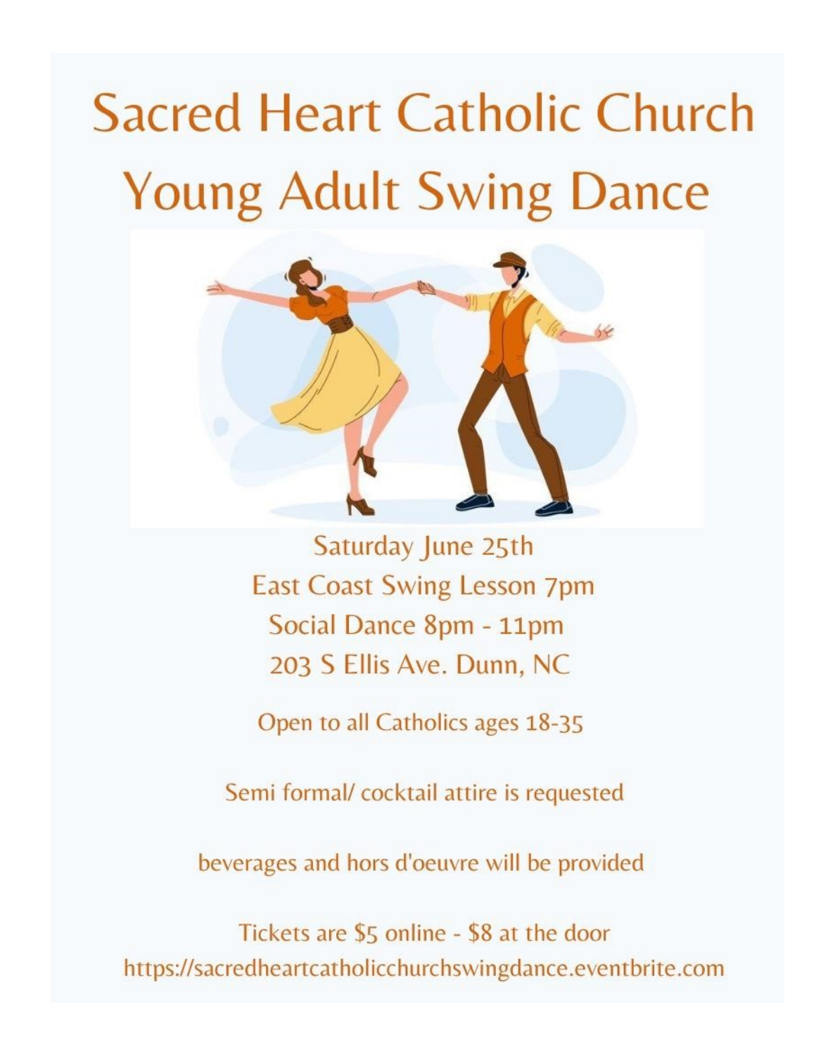# Sacred Heart Catholic Church Young Adult Swing Dance

Saturday June 25th
East Coast Swing Lesson 7pm
Social Dance 8pm - 11pm
203 S Ellis Ave. Dunn, NC

Open to all Catholics ages 18-35

Semi formal/ cocktail attire is requested

beverages and hors d'oeuvre will be provided

Tickets are $5 online - $8 at the door
https://sacredheartcatholicchurchswingdance.eventbrite.com